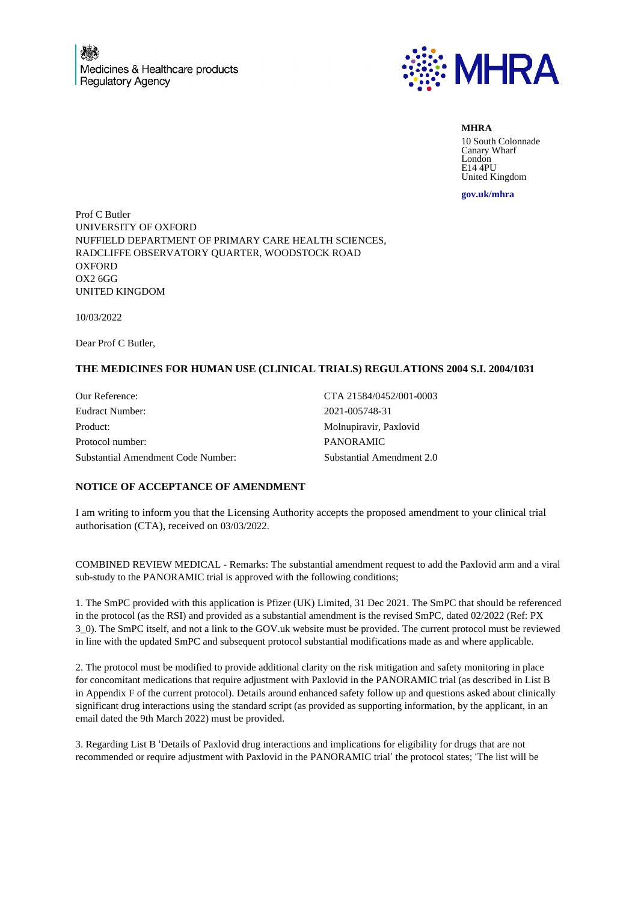Medicines & Healthcare products Regulatory Agency

MHRA

**MHRA**
10 South Colonnade
Canary Wharf
London
E14 4PU
United Kingdom

**gov.uk/mhra**

Prof C Butler
UNIVERSITY OF OXFORD
NUFFIELD DEPARTMENT OF PRIMARY CARE HEALTH SCIENCES,
RADCLIFFE OBSERVATORY QUARTER, WOODSTOCK ROAD
OXFORD
OX2 6GG
UNITED KINGDOM

10/03/2022

Dear Prof C Butler,

**THE MEDICINES FOR HUMAN USE (CLINICAL TRIALS) REGULATIONS 2004 S.I. 2004/1031**

| | |
|---|---|
| Our Reference: | CTA 21584/0452/001-0003 |
| Eudract Number: | 2021-005748-31 |
| Product: | Molnupiravir, Paxlovid |
| Protocol number: | PANORAMIC |
| Substantial Amendment Code Number: | Substantial Amendment 2.0 |

**NOTICE OF ACCEPTANCE OF AMENDMENT**

I am writing to inform you that the Licensing Authority accepts the proposed amendment to your clinical trial authorisation (CTA), received on 03/03/2022.

COMBINED REVIEW MEDICAL - Remarks: The substantial amendment request to add the Paxlovid arm and a viral sub-study to the PANORAMIC trial is approved with the following conditions;

1. The SmPC provided with this application is Pfizer (UK) Limited, 31 Dec 2021. The SmPC that should be referenced in the protocol (as the RSI) and provided as a substantial amendment is the revised SmPC, dated 02/2022 (Ref: PX 3_0). The SmPC itself, and not a link to the GOV.uk website must be provided. The current protocol must be reviewed in line with the updated SmPC and subsequent protocol substantial modifications made as and where applicable.

2. The protocol must be modified to provide additional clarity on the risk mitigation and safety monitoring in place for concomitant medications that require adjustment with Paxlovid in the PANORAMIC trial (as described in List B in Appendix F of the current protocol). Details around enhanced safety follow up and questions asked about clinically significant drug interactions using the standard script (as provided as supporting information, by the applicant, in an email dated the 9th March 2022) must be provided.

3. Regarding List B 'Details of Paxlovid drug interactions and implications for eligibility for drugs that are not recommended or require adjustment with Paxlovid in the PANORAMIC trial' the protocol states; 'The list will be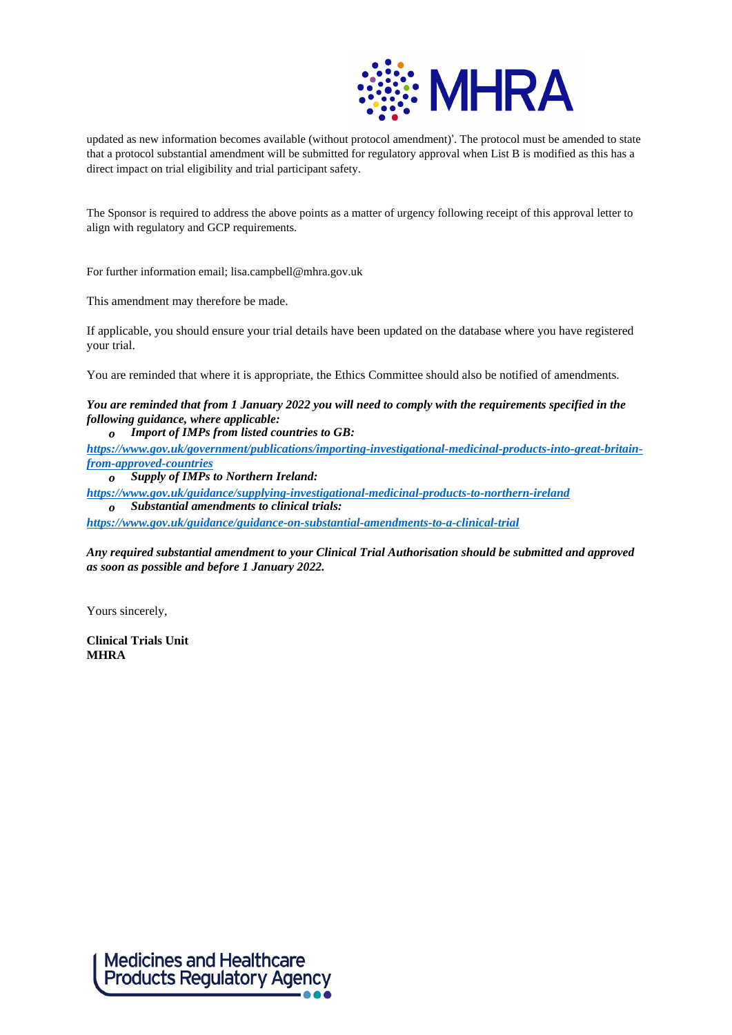updated as new information becomes available (without protocol amendment)'. The protocol must be amended to state that a protocol substantial amendment will be submitted for regulatory approval when List B is modified as this has a direct impact on trial eligibility and trial participant safety.

The Sponsor is required to address the above points as a matter of urgency following receipt of this approval letter to align with regulatory and GCP requirements.

For further information email; lisa.campbell@mhra.gov.uk

This amendment may therefore be made.

If applicable, you should ensure your trial details have been updated on the database where you have registered your trial.

You are reminded that where it is appropriate, the Ethics Committee should also be notified of amendments.

***You are reminded that from 1 January 2022 you will need to comply with the requirements specified in the following guidance, where applicable:***

- ***Import of IMPs from listed countries to GB:***

***https://www.gov.uk/government/publications/importing-investigational-medicinal-products-into-great-britain-from-approved-countries***

- ***Supply of IMPs to Northern Ireland:***

***https://www.gov.uk/guidance/supplying-investigational-medicinal-products-to-northern-ireland***

- ***Substantial amendments to clinical trials:***

***https://www.gov.uk/guidance/guidance-on-substantial-amendments-to-a-clinical-trial***

***Any required substantial amendment to your Clinical Trial Authorisation should be submitted and approved as soon as possible and before 1 January 2022.***

Yours sincerely,

**Clinical Trials Unit**
**MHRA**